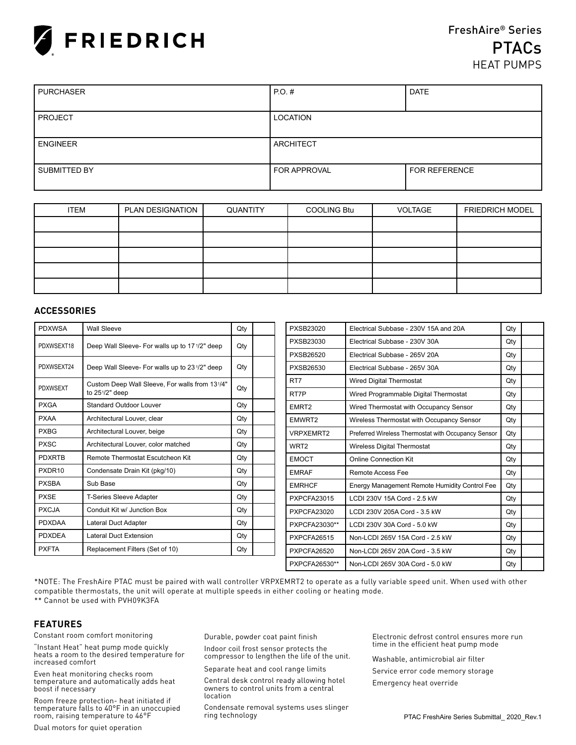# FRIEDRICH

FreshAire® Series
PTACs
HEAT PUMPS

| PURCHASER | P.O. # | DATE |
|---|---|---|
| PROJECT | LOCATION | |
| ENGINEER | ARCHITECT | |
| SUBMITTED BY | FOR APPROVAL | FOR REFERENCE |

| ITEM | PLAN DESIGNATION | QUANTITY | COOLING Btu | VOLTAGE | FRIEDRICH MODEL |
|---|---|---|---|---|---|
| | | | | | |
| | | | | | |
| | | | | | |
| | | | | | |
| | | | | | |

## ACCESSORIES

| | | | |
|---|---|---|---|
| PDXWSA | Wall Sleeve | Qty | |
| PDXWSEXT18 | Deep Wall Sleeve- For walls up to 17 1/2" deep | Qty | |
| PDXWSEXT24 | Deep Wall Sleeve- For walls up to 23 1/2" deep | Qty | |
| PDXWSEXT | Custom Deep Wall Sleeve, For walls from 13 1/4" to 25 1/2" deep | Qty | |
| PXGA | Standard Outdoor Louver | Qty | |
| PXAA | Architectural Louver, clear | Qty | |
| PXBG | Architectural Louver, beige | Qty | |
| PXSC | Architectural Louver, color matched | Qty | |
| PDXRTB | Remote Thermostat Escutcheon Kit | Qty | |
| PXDR10 | Condensate Drain Kit (pkg/10) | Qty | |
| PXSBA | Sub Base | Qty | |
| PXSE | T-Series Sleeve Adapter | Qty | |
| PXCJA | Conduit Kit w/ Junction Box | Qty | |
| PDXDAA | Lateral Duct Adapter | Qty | |
| PDXDEA | Lateral Duct Extension | Qty | |
| PXFTA | Replacement Filters (Set of 10) | Qty | |

| | | | |
|---|---|---|---|
| PXSB23020 | Electrical Subbase - 230V 15A and 20A | Qty | |
| PXSB23030 | Electrical Subbase - 230V 30A | Qty | |
| PXSB26520 | Electrical Subbase - 265V 20A | Qty | |
| PXSB26530 | Electrical Subbase - 265V 30A | Qty | |
| RT7 | Wired Digital Thermostat | Qty | |
| RT7P | Wired Programmable Digital Thermostat | Qty | |
| EMRT2 | Wired Thermostat with Occupancy Sensor | Qty | |
| EMWRT2 | Wireless Thermostat with Occupancy Sensor | Qty | |
| VRPXEMRT2 | Preferred Wireless Thermostat with Occupancy Sensor | Qty | |
| WRT2 | Wireless Digital Thermostat | Qty | |
| EMOCT | Online Connection Kit | Qty | |
| EMRAF | Remote Access Fee | Qty | |
| EMRHCF | Energy Management Remote Humidity Control Fee | Qty | |
| PXPCFA23015 | LCDI 230V 15A Cord - 2.5 kW | Qty | |
| PXPCFA23020 | LCDI 230V 205A Cord - 3.5 kW | Qty | |
| PXPCFA23030** | LCDI 230V 30A Cord - 5.0 kW | Qty | |
| PXPCFA26515 | Non-LCDI 265V 15A Cord - 2.5 kW | Qty | |
| PXPCFA26520 | Non-LCDI 265V 20A Cord - 3.5 kW | Qty | |
| PXPCFA26530** | Non-LCDI 265V 30A Cord - 5.0 kW | Qty | |

*NOTE: The FreshAire PTAC must be paired with wall controller VRPXEMRT2 to operate as a fully variable speed unit. When used with other compatible thermostats, the unit will operate at multiple speeds in either cooling or heating mode.
** Cannot be used with PVH09K3FA

## FEATURES

Constant room comfort monitoring

"Instant Heat" heat pump mode quickly heats a room to the desired temperature for increased comfort

Even heat monitoring checks room temperature and automatically adds heat boost if necessary

Room freeze protection- heat initiated if temperature falls to 40°F in an unoccupied room, raising temperature to 46°F

Dual motors for quiet operation

Durable, powder coat paint finish

Indoor coil frost sensor protects the compressor to lengthen the life of the unit.

Separate heat and cool range limits

Central desk control ready allowing hotel owners to control units from a central location

Condensate removal systems uses slinger ring technology

Electronic defrost control ensures more run time in the efficient heat pump mode

Washable, antimicrobial air filter

Service error code memory storage

Emergency heat override

PTAC FreshAire Series Submittal_ 2020_Rev.1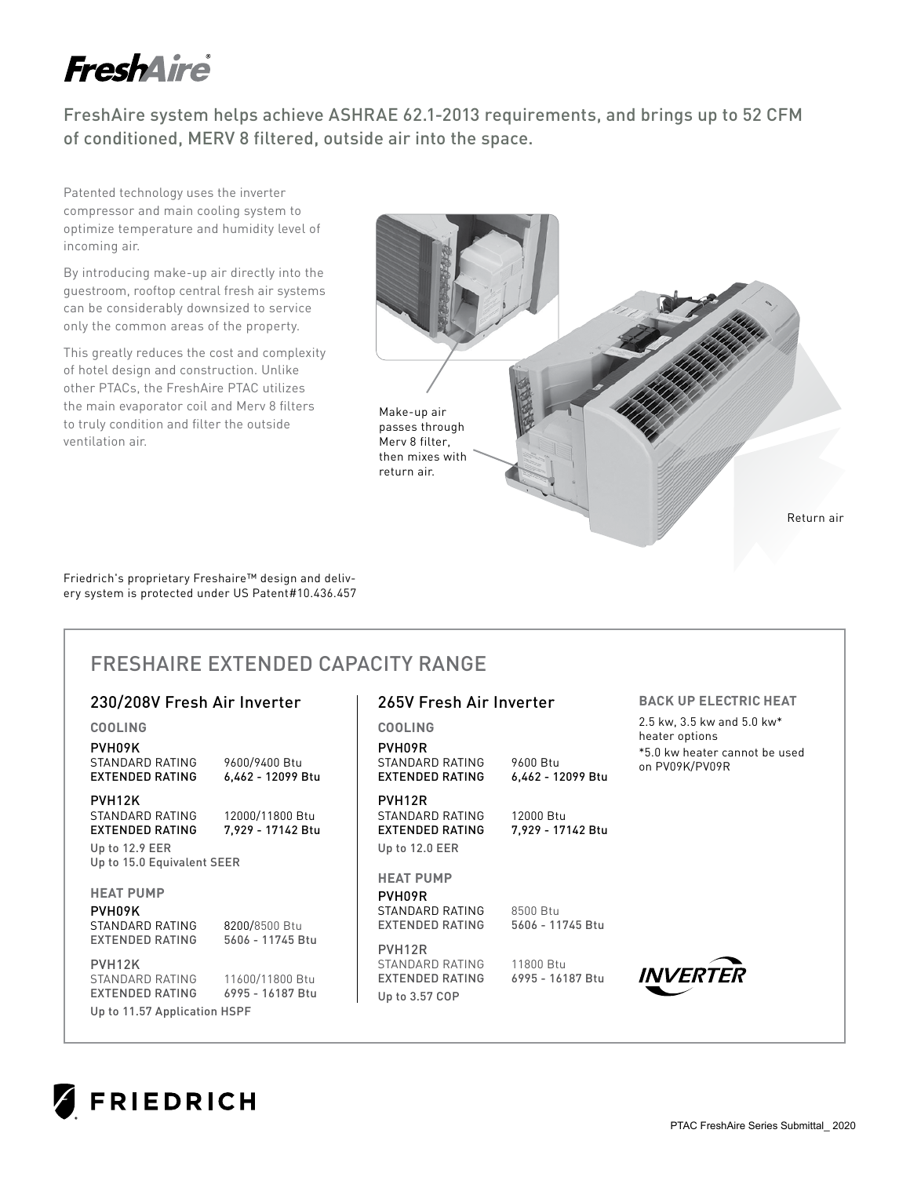# FreshAire®

FreshAire system helps achieve ASHRAE 62.1-2013 requirements, and brings up to 52 CFM of conditioned, MERV 8 filtered, outside air into the space.

Patented technology uses the inverter compressor and main cooling system to optimize temperature and humidity level of incoming air.

By introducing make-up air directly into the guestroom, rooftop central fresh air systems can be considerably downsized to service only the common areas of the property.

This greatly reduces the cost and complexity of hotel design and construction. Unlike other PTACs, the FreshAire PTAC utilizes the main evaporator coil and Merv 8 filters to truly condition and filter the outside ventilation air.

Make-up air passes through Merv 8 filter, then mixes with return air.

Return air

Friedrich's proprietary Freshaire™ design and delivery system is protected under US Patent#10.436.457

## FRESHAIRE EXTENDED CAPACITY RANGE

### 230/208V Fresh Air Inverter

**COOLING**

**PVH09K**

| | |
|---|---|
| STANDARD RATING | 9600/9400 Btu |
| **EXTENDED RATING** | **6,462 - 12099 Btu** |

**PVH12K**

| | |
|---|---|
| STANDARD RATING | 12000/11800 Btu |
| **EXTENDED RATING** | **7,929 - 17142 Btu** |

Up to 12.9 EER
Up to 15.0 Equivalent SEER

**HEAT PUMP**

**PVH09K**

| | |
|---|---|
| STANDARD RATING | 8200/8500 Btu |
| EXTENDED RATING | 5606 - 11745 Btu |

**PVH12K**

| | |
|---|---|
| STANDARD RATING | 11600/11800 Btu |
| EXTENDED RATING | 6995 - 16187 Btu |

Up to 11.57 Application HSPF

### 265V Fresh Air Inverter

**COOLING**

**PVH09R**

| | |
|---|---|
| STANDARD RATING | 9600 Btu |
| **EXTENDED RATING** | **6,462 - 12099 Btu** |

**PVH12R**

| | |
|---|---|
| STANDARD RATING | 12000 Btu |
| **EXTENDED RATING** | **7,929 - 17142 Btu** |

Up to 12.0 EER

**HEAT PUMP**

**PVH09R**

| | |
|---|---|
| STANDARD RATING | 8500 Btu |
| EXTENDED RATING | 5606 - 11745 Btu |

**PVH12R**

| | |
|---|---|
| STANDARD RATING | 11800 Btu |
| EXTENDED RATING | 6995 - 16187 Btu |

Up to 3.57 COP

### BACK UP ELECTRIC HEAT

2.5 kw, 3.5 kw and 5.0 kw* heater options

*5.0 kw heater cannot be used on PV09K/PV09R

INVERTER

FRIEDRICH

PTAC FreshAire Series Submittal_ 2020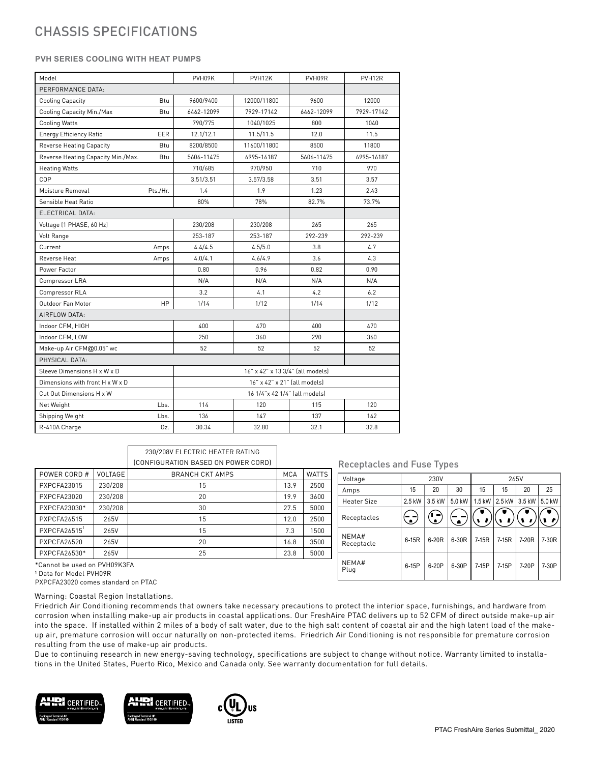# CHASSIS SPECIFICATIONS

**PVH SERIES COOLING WITH HEAT PUMPS**

| Model | | PVH09K | PVH12K | PVH09R | PVH12R |
|---|---|---|---|---|---|
| PERFORMANCE DATA: | | | | | |
| Cooling Capacity | Btu | 9600/9400 | 12000/11800 | 9600 | 12000 |
| Cooling Capacity Min./Max | Btu | 6462-12099 | 7929-17142 | 6462-12099 | 7929-17142 |
| Cooling Watts | | 790/775 | 1040/1025 | 800 | 1040 |
| Energy Efficiency Ratio | EER | 12.1/12.1 | 11.5/11.5 | 12.0 | 11.5 |
| Reverse Heating Capacity | Btu | 8200/8500 | 11600/11800 | 8500 | 11800 |
| Reverse Heating Capacity Min./Max. | Btu | 5606-11475 | 6995-16187 | 5606-11475 | 6995-16187 |
| Heating Watts | | 710/685 | 970/950 | 710 | 970 |
| COP | | 3.51/3.51 | 3.57/3.58 | 3.51 | 3.57 |
| Moisture Removal | Pts./Hr. | 1.4 | 1.9 | 1.23 | 2.43 |
| Sensible Heat Ratio | | 80% | 78% | 82.7% | 73.7% |
| ELECTRICAL DATA: | | | | | |
| Voltage (1 PHASE, 60 Hz) | | 230/208 | 230/208 | 265 | 265 |
| Volt Range | | 253-187 | 253-187 | 292-239 | 292-239 |
| Current | Amps | 4.4/4.5 | 4.5/5.0 | 3.8 | 4.7 |
| Reverse Heat | Amps | 4.0/4.1 | 4.6/4.9 | 3.6 | 4.3 |
| Power Factor | | 0.80 | 0.96 | 0.82 | 0.90 |
| Compressor LRA | | N/A | N/A | N/A | N/A |
| Compressor RLA | | 3.2 | 4.1 | 4.2 | 6.2 |
| Outdoor Fan Motor | HP | 1/14 | 1/12 | 1/14 | 1/12 |
| AIRFLOW DATA: | | | | | |
| Indoor CFM, HIGH | | 400 | 470 | 400 | 470 |
| Indoor CFM, LOW | | 250 | 360 | 290 | 360 |
| Make-up Air CFM@0.05" wc | | 52 | 52 | 52 | 52 |
| PHYSICAL DATA: | | | | | |
| Sleeve Dimensions H x W x D | | 16" x 42" x 13 3/4" (all models) | | | |
| Dimensions with front H x W x D | | 16" x 42" x 21" (all models) | | | |
| Cut Out Dimensions H x W | | 16 1/4"x 42 1/4" (all models) | | | |
| Net Weight | Lbs. | 114 | 120 | 115 | 120 |
| Shipping Weight | Lbs. | 136 | 147 | 137 | 142 |
| R-410A Charge | Oz. | 30.34 | 32.80 | 32.1 | 32.8 |

| | | 230/208V ELECTRIC HEATER RATING (CONFIGURATION BASED ON POWER CORD) | | |
|---|---|---|---|---|
| POWER CORD # | VOLTAGE | BRANCH CKT AMPS | MCA | WATTS |
| PXPCFA23015 | 230/208 | 15 | 13.9 | 2500 |
| PXPCFA23020 | 230/208 | 20 | 19.9 | 3600 |
| PXPCFA23030* | 230/208 | 30 | 27.5 | 5000 |
| PXPCFA26515 | 265V | 15 | 12.0 | 2500 |
| PXPCFA26515[1] | 265V | 15 | 7.3 | 1500 |
| PXPCFA26520 | 265V | 20 | 16.8 | 3500 |
| PXPCFA26530* | 265V | 25 | 23.8 | 5000 |

*Cannot be used on PVH09K3FA

[1] Data for Model PVH09R

PXPCFA23020 comes standard on PTAC

## Receptacles and Fuse Types

| Voltage | 230V | | | 265V | | | |
|---|---|---|---|---|---|---|---|
| Amps | 15 | 20 | 30 | 15 | 15 | 20 | 25 |
| Heater Size | 2.5 kW | 3.5 kW | 5.0 kW | 1.5 kW | 2.5 kW | 3.5 kW | 5.0 kW |
| Receptacles | | | | | | | |
| NEMA# Receptacle | 6-15R | 6-20R | 6-30R | 7-15R | 7-15R | 7-20R | 7-30R |
| NEMA# Plug | 6-15P | 6-20P | 6-30P | 7-15P | 7-15P | 7-20P | 7-30P |

Warning: Coastal Region Installations.

Friedrich Air Conditioning recommends that owners take necessary precautions to protect the interior space, furnishings, and hardware from corrosion when installing make-up air products in coastal applications. Our FreshAire PTAC delivers up to 52 CFM of direct outside make-up air into the space. If installed within 2 miles of a body of salt water, due to the high salt content of coastal air and the high latent load of the make-up air, premature corrosion will occur naturally on non-protected items. Friedrich Air Conditioning is not responsible for premature corrosion resulting from the use of make-up air products.

Due to continuing research in new energy-saving technology, specifications are subject to change without notice. Warranty limited to installations in the United States, Puerto Rico, Mexico and Canada only. See warranty documentation for full details.

AHRI CERTIFIED www.ahridirectory.org Packaged Terminal AC AHRI Standard 310/380

AHRI CERTIFIED www.ahridirectory.org Packaged Terminal HP AHRI Standard 310/380

c UL US LISTED